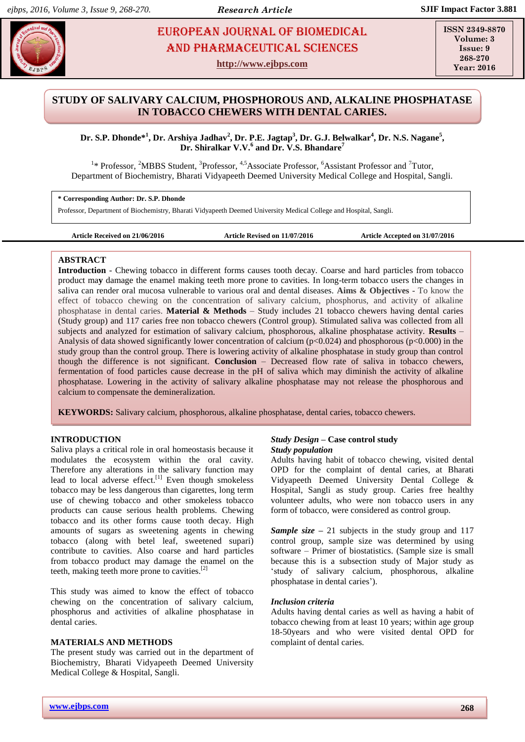# STUDY OF SALIVARY CALCIUM, PHOSPHOROUS AND, ALKALINE PHOSPHATASE IN TOBACCO CHEWERS WITH DENTAL CARIES.

**Dr. S.P. Dhonde*[1], Dr. Arshiya Jadhav[2], Dr. P.E. Jagtap[3], Dr. G.J. Belwalkar[4], Dr. N.S. Nagane[5], Dr. Shiralkar V.V.[6] and Dr. V.S. Bhandare[7]**

[1]* Professor, [2]MBBS Student, [3]Professor, [4,5]Associate Professor, [6]Assistant Professor and [7]Tutor, Department of Biochemistry, Bharati Vidyapeeth Deemed University Medical College and Hospital, Sangli.

**\* Corresponding Author: Dr. S.P. Dhonde**

Professor, Department of Biochemistry, Bharati Vidyapeeth Deemed University Medical College and Hospital, Sangli.

**Article Received on 21/06/2016 Article Revised on 11/07/2016 Article Accepted on 31/07/2016**

## ABSTRACT

**Introduction** - Chewing tobacco in different forms causes tooth decay. Coarse and hard particles from tobacco product may damage the enamel making teeth more prone to cavities. In long-term tobacco users the changes in saliva can render oral mucosa vulnerable to various oral and dental diseases. **Aims & Objectives** - To know the effect of tobacco chewing on the concentration of salivary calcium, phosphorus, and activity of alkaline phosphatase in dental caries. **Material & Methods** – Study includes 21 tobacco chewers having dental caries (Study group) and 117 caries free non tobacco chewers (Control group). Stimulated saliva was collected from all subjects and analyzed for estimation of salivary calcium, phosphorous, alkaline phosphatase activity. **Results** – Analysis of data showed significantly lower concentration of calcium ($p<0.024$) and phosphorous ($p<0.000$) in the study group than the control group. There is lowering activity of alkaline phosphatase in study group than control though the difference is not significant. **Conclusion** – Decreased flow rate of saliva in tobacco chewers, fermentation of food particles cause decrease in the pH of saliva which may diminish the activity of alkaline phosphatase. Lowering in the activity of salivary alkaline phosphatase may not release the phosphorous and calcium to compensate the demineralization.

**KEYWORDS:** Salivary calcium, phosphorous, alkaline phosphatase, dental caries, tobacco chewers.

## INTRODUCTION

Saliva plays a critical role in oral homeostasis because it modulates the ecosystem within the oral cavity. Therefore any alterations in the salivary function may lead to local adverse effect.[1] Even though smokeless tobacco may be less dangerous than cigarettes, long term use of chewing tobacco and other smokeless tobacco products can cause serious health problems. Chewing tobacco and its other forms cause tooth decay. High amounts of sugars as sweetening agents in chewing tobacco (along with betel leaf, sweetened supari) contribute to cavities. Also coarse and hard particles from tobacco product may damage the enamel on the teeth, making teeth more prone to cavities.[2]

This study was aimed to know the effect of tobacco chewing on the concentration of salivary calcium, phosphorus and activities of alkaline phosphatase in dental caries.

## MATERIALS AND METHODS

The present study was carried out in the department of Biochemistry, Bharati Vidyapeeth Deemed University Medical College & Hospital, Sangli.

***Study Design* – Case control study**

***Study population***

Adults having habit of tobacco chewing, visited dental OPD for the complaint of dental caries, at Bharati Vidyapeeth Deemed University Dental College & Hospital, Sangli as study group. Caries free healthy volunteer adults, who were non tobacco users in any form of tobacco, were considered as control group.

***Sample size*** – 21 subjects in the study group and 117 control group, sample size was determined by using software – Primer of biostatistics. (Sample size is small because this is a subsection study of Major study as 'study of salivary calcium, phosphorous, alkaline phosphatase in dental caries').

***Inclusion criteria***

Adults having dental caries as well as having a habit of tobacco chewing from at least 10 years; within age group 18-50years and who were visited dental OPD for complaint of dental caries.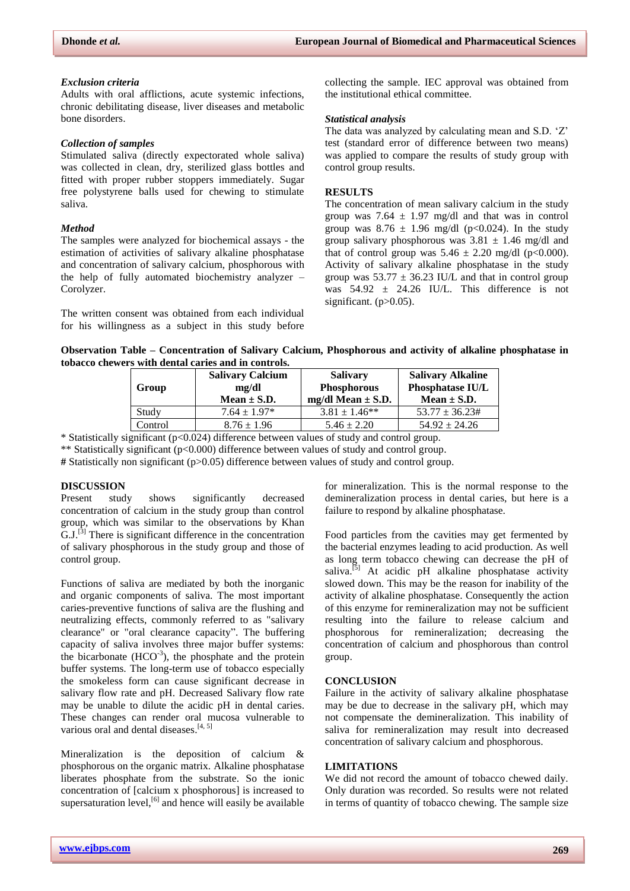### *Exclusion criteria*

Adults with oral afflictions, acute systemic infections, chronic debilitating disease, liver diseases and metabolic bone disorders.

### *Collection of samples*

Stimulated saliva (directly expectorated whole saliva) was collected in clean, dry, sterilized glass bottles and fitted with proper rubber stoppers immediately. Sugar free polystyrene balls used for chewing to stimulate saliva.

### *Method*

The samples were analyzed for biochemical assays - the estimation of activities of salivary alkaline phosphatase and concentration of salivary calcium, phosphorous with the help of fully automated biochemistry analyzer – Corolyzer.

The written consent was obtained from each individual for his willingness as a subject in this study before collecting the sample. IEC approval was obtained from the institutional ethical committee.

### *Statistical analysis*

The data was analyzed by calculating mean and S.D. 'Z' test (standard error of difference between two means) was applied to compare the results of study group with control group results.

## RESULTS

The concentration of mean salivary calcium in the study group was 7.64 ± 1.97 mg/dl and that was in control group was 8.76 ± 1.96 mg/dl ($p<0.024$). In the study group salivary phosphorous was 3.81 ± 1.46 mg/dl and that of control group was 5.46 ± 2.20 mg/dl ($p<0.000$). Activity of salivary alkaline phosphatase in the study group was 53.77 ± 36.23 IU/L and that in control group was 54.92 ± 24.26 IU/L. This difference is not significant. ($p>0.05$).

**Observation Table – Concentration of Salivary Calcium, Phosphorous and activity of alkaline phosphatase in tobacco chewers with dental caries and in controls.**

| Group | Salivary Calcium mg/dl Mean ± S.D. | Salivary Phosphorous mg/dl Mean ± S.D. | Salivary Alkaline Phosphatase IU/L Mean ± S.D. |
|---|---|---|---|
| Study | 7.64 ± 1.97* | 3.81 ± 1.46** | 53.77 ± 36.23# |
| Control | 8.76 ± 1.96 | 5.46 ± 2.20 | 54.92 ± 24.26 |

\* Statistically significant ($p<0.024$) difference between values of study and control group.

\** Statistically significant ($p<0.000$) difference between values of study and control group.

**#** Statistically non significant ($p>0.05$) difference between values of study and control group.

## DISCUSSION

Present study shows significantly decreased concentration of calcium in the study group than control group, which was similar to the observations by Khan G.J.[3] There is significant difference in the concentration of salivary phosphorous in the study group and those of control group.

Functions of saliva are mediated by both the inorganic and organic components of saliva. The most important caries-preventive functions of saliva are the flushing and neutralizing effects, commonly referred to as "salivary clearance" or "oral clearance capacity". The buffering capacity of saliva involves three major buffer systems: the bicarbonate ($HCO^{-3}$), the phosphate and the protein buffer systems. The long-term use of tobacco especially the smokeless form can cause significant decrease in salivary flow rate and pH. Decreased Salivary flow rate may be unable to dilute the acidic pH in dental caries. These changes can render oral mucosa vulnerable to various oral and dental diseases.[4, 5]

Mineralization is the deposition of calcium & phosphorous on the organic matrix. Alkaline phosphatase liberates phosphate from the substrate. So the ionic concentration of [calcium x phosphorous] is increased to supersaturation level,[6] and hence will easily be available for mineralization. This is the normal response to the demineralization process in dental caries, but here is a failure to respond by alkaline phosphatase.

Food particles from the cavities may get fermented by the bacterial enzymes leading to acid production. As well as long term tobacco chewing can decrease the pH of saliva.[5] At acidic pH alkaline phosphatase activity slowed down. This may be the reason for inability of the activity of alkaline phosphatase. Consequently the action of this enzyme for remineralization may not be sufficient resulting into the failure to release calcium and phosphorous for remineralization; decreasing the concentration of calcium and phosphorous than control group.

## CONCLUSION

Failure in the activity of salivary alkaline phosphatase may be due to decrease in the salivary pH, which may not compensate the demineralization. This inability of saliva for remineralization may result into decreased concentration of salivary calcium and phosphorous.

## LIMITATIONS

We did not record the amount of tobacco chewed daily. Only duration was recorded. So results were not related in terms of quantity of tobacco chewing. The sample size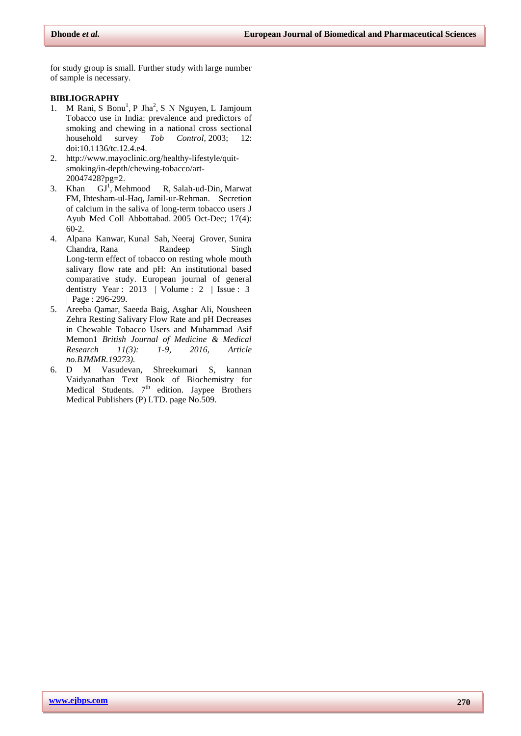for study group is small. Further study with large number of sample is necessary.

**BIBLIOGRAPHY**

1. M Rani, S Bonu[1], P Jha[2], S N Nguyen, L Jamjoum Tobacco use in India: prevalence and predictors of smoking and chewing in a national cross sectional household survey *Tob Control*, 2003; 12: doi:10.1136/tc.12.4.e4.
2. http://www.mayoclinic.org/healthy-lifestyle/quit-smoking/in-depth/chewing-tobacco/art-20047428?pg=2.
3. Khan GJ[1], Mehmood R, Salah-ud-Din, Marwat FM, Ihtesham-ul-Haq, Jamil-ur-Rehman. Secretion of calcium in the saliva of long-term tobacco users J Ayub Med Coll Abbottabad. 2005 Oct-Dec; 17(4): 60-2.
4. Alpana Kanwar, Kunal Sah, Neeraj Grover, Sunira Chandra, Rana Randeep Singh Long-term effect of tobacco on resting whole mouth salivary flow rate and pH: An institutional based comparative study. European journal of general dentistry Year : 2013 | Volume : 2 | Issue : 3 | Page : 296-299.
5. Areeba Qamar, Saeeda Baig, Asghar Ali, Nousheen Zehra Resting Salivary Flow Rate and pH Decreases in Chewable Tobacco Users and Muhammad Asif Memon1 *British Journal of Medicine & Medical Research 11(3): 1-9, 2016, Article no.BJMMR.19273).*
6. D M Vasudevan, Shreekumari S, kannan Vaidyanathan Text Book of Biochemistry for Medical Students. 7th edition. Jaypee Brothers Medical Publishers (P) LTD. page No.509.